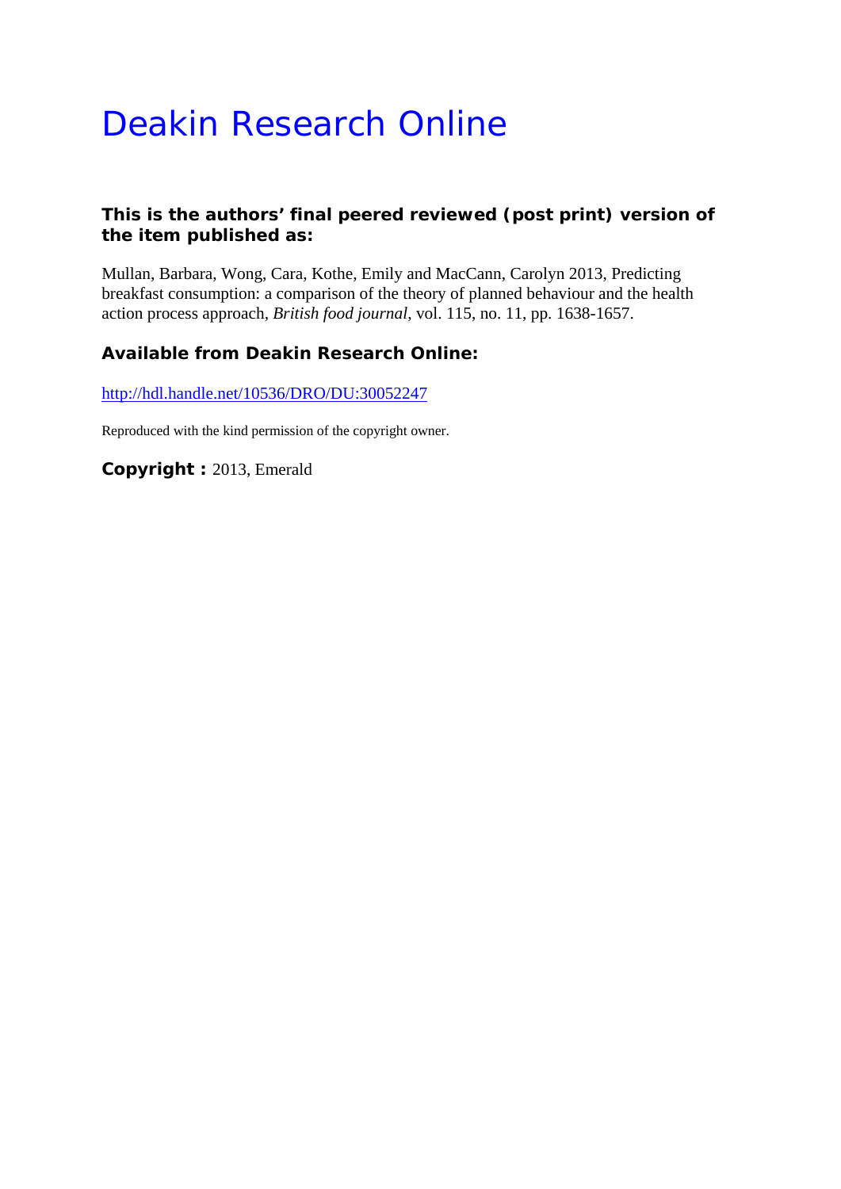# Deakin Research Online

**This is the authors' final peered reviewed (post print) version of the item published as:**

Mullan, Barbara, Wong, Cara, Kothe, Emily and MacCann, Carolyn 2013, Predicting breakfast consumption: a comparison of the theory of planned behaviour and the health action process approach, *British food journal*, vol. 115, no. 11, pp. 1638-1657.

**Available from Deakin Research Online:**

http://hdl.handle.net/10536/DRO/DU:30052247

Reproduced with the kind permission of the copyright owner.

**Copyright :** 2013, Emerald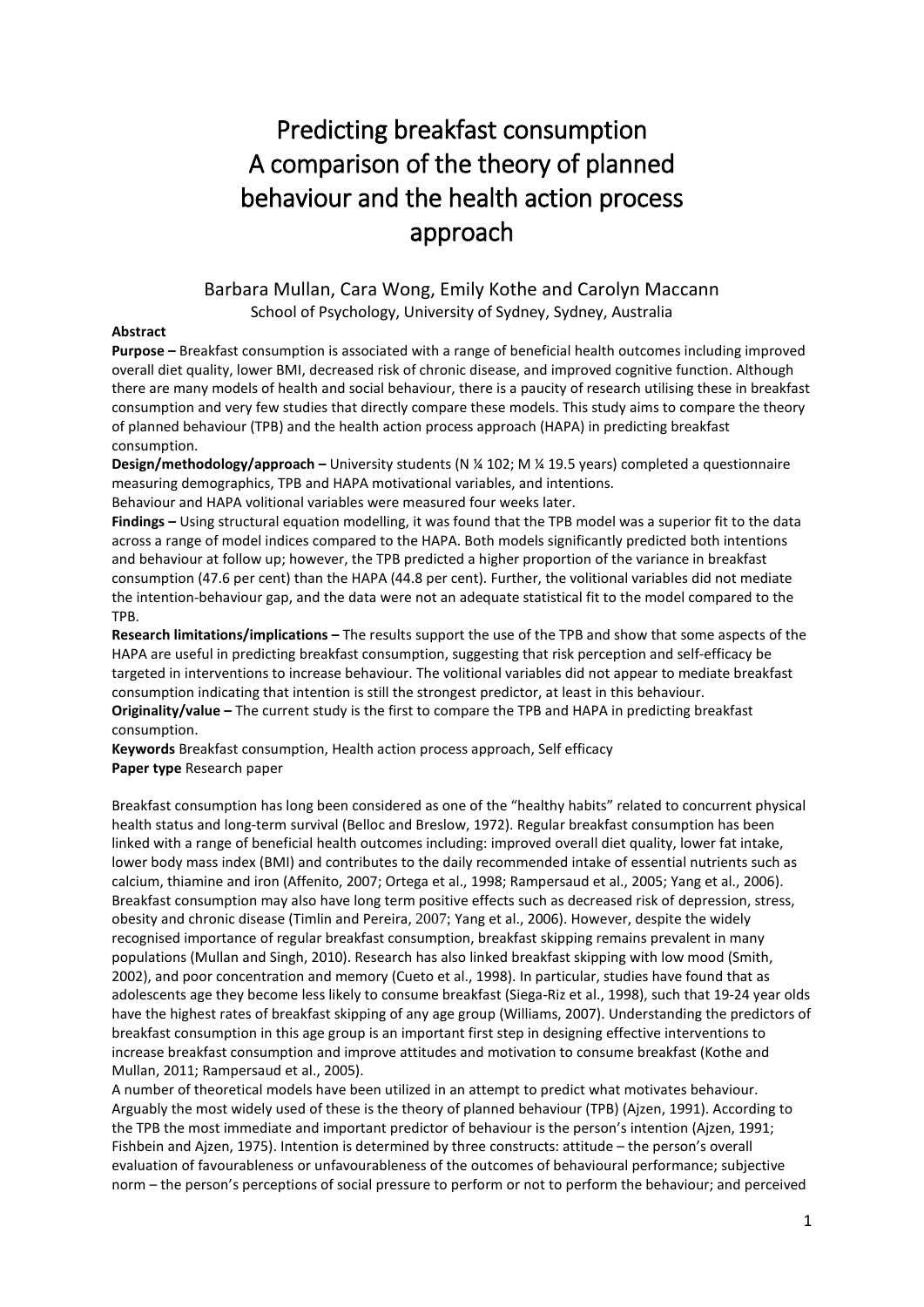# Predicting breakfast consumption A comparison of the theory of planned behaviour and the health action process approach

Barbara Mullan, Cara Wong, Emily Kothe and Carolyn Maccann
School of Psychology, University of Sydney, Sydney, Australia

**Abstract**

**Purpose –** Breakfast consumption is associated with a range of beneficial health outcomes including improved overall diet quality, lower BMI, decreased risk of chronic disease, and improved cognitive function. Although there are many models of health and social behaviour, there is a paucity of research utilising these in breakfast consumption and very few studies that directly compare these models. This study aims to compare the theory of planned behaviour (TPB) and the health action process approach (HAPA) in predicting breakfast consumption.

**Design/methodology/approach –** University students (N ¼ 102; M ¼ 19.5 years) completed a questionnaire measuring demographics, TPB and HAPA motivational variables, and intentions.
Behaviour and HAPA volitional variables were measured four weeks later.

**Findings –** Using structural equation modelling, it was found that the TPB model was a superior fit to the data across a range of model indices compared to the HAPA. Both models significantly predicted both intentions and behaviour at follow up; however, the TPB predicted a higher proportion of the variance in breakfast consumption (47.6 per cent) than the HAPA (44.8 per cent). Further, the volitional variables did not mediate the intention-behaviour gap, and the data were not an adequate statistical fit to the model compared to the TPB.

**Research limitations/implications –** The results support the use of the TPB and show that some aspects of the HAPA are useful in predicting breakfast consumption, suggesting that risk perception and self-efficacy be targeted in interventions to increase behaviour. The volitional variables did not appear to mediate breakfast consumption indicating that intention is still the strongest predictor, at least in this behaviour.

**Originality/value –** The current study is the first to compare the TPB and HAPA in predicting breakfast consumption.

**Keywords** Breakfast consumption, Health action process approach, Self efficacy
**Paper type** Research paper

Breakfast consumption has long been considered as one of the "healthy habits" related to concurrent physical health status and long-term survival (Belloc and Breslow, 1972). Regular breakfast consumption has been linked with a range of beneficial health outcomes including: improved overall diet quality, lower fat intake, lower body mass index (BMI) and contributes to the daily recommended intake of essential nutrients such as calcium, thiamine and iron (Affenito, 2007; Ortega et al., 1998; Rampersaud et al., 2005; Yang et al., 2006). Breakfast consumption may also have long term positive effects such as decreased risk of depression, stress, obesity and chronic disease (Timlin and Pereira, 2007; Yang et al., 2006). However, despite the widely recognised importance of regular breakfast consumption, breakfast skipping remains prevalent in many populations (Mullan and Singh, 2010). Research has also linked breakfast skipping with low mood (Smith, 2002), and poor concentration and memory (Cueto et al., 1998). In particular, studies have found that as adolescents age they become less likely to consume breakfast (Siega-Riz et al., 1998), such that 19-24 year olds have the highest rates of breakfast skipping of any age group (Williams, 2007). Understanding the predictors of breakfast consumption in this age group is an important first step in designing effective interventions to increase breakfast consumption and improve attitudes and motivation to consume breakfast (Kothe and Mullan, 2011; Rampersaud et al., 2005).

A number of theoretical models have been utilized in an attempt to predict what motivates behaviour. Arguably the most widely used of these is the theory of planned behaviour (TPB) (Ajzen, 1991). According to the TPB the most immediate and important predictor of behaviour is the person's intention (Ajzen, 1991; Fishbein and Ajzen, 1975). Intention is determined by three constructs: attitude – the person's overall evaluation of favourableness or unfavourableness of the outcomes of behavioural performance; subjective norm – the person's perceptions of social pressure to perform or not to perform the behaviour; and perceived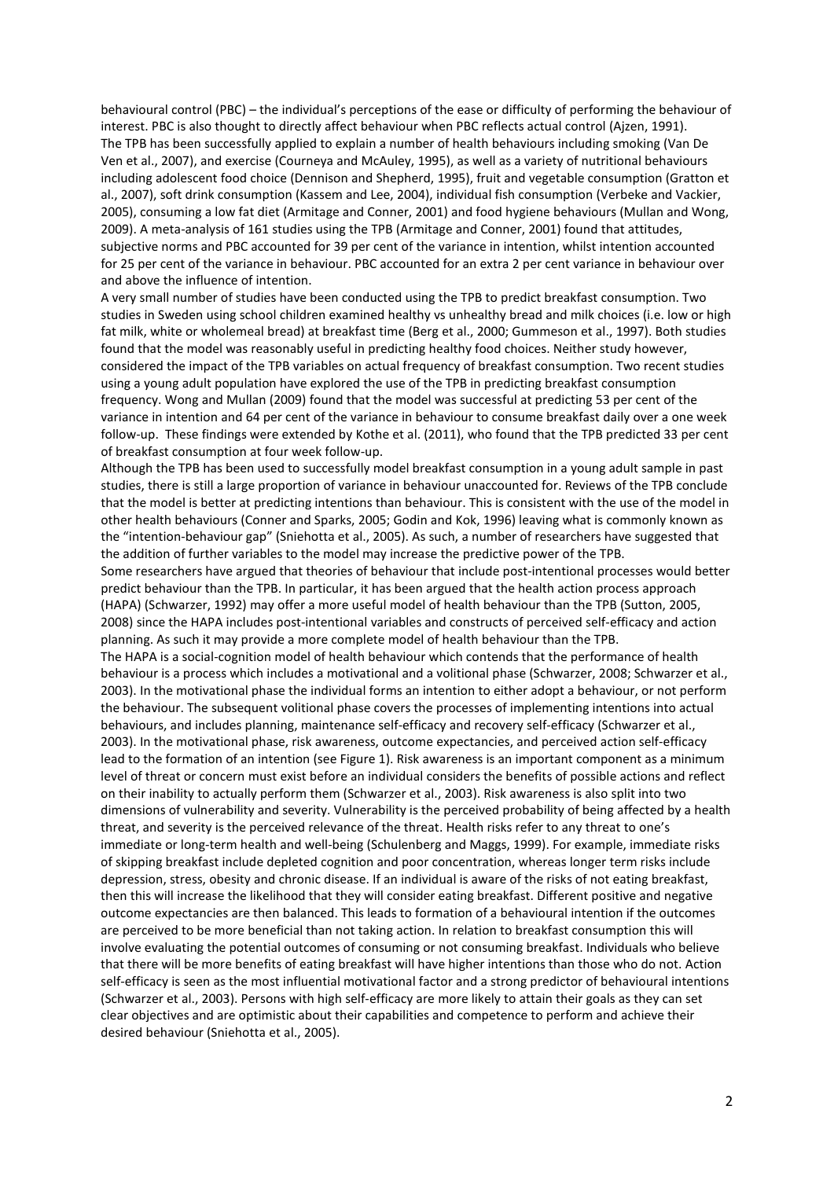behavioural control (PBC) – the individual's perceptions of the ease or difficulty of performing the behaviour of interest. PBC is also thought to directly affect behaviour when PBC reflects actual control (Ajzen, 1991).

The TPB has been successfully applied to explain a number of health behaviours including smoking (Van De Ven et al., 2007), and exercise (Courneya and McAuley, 1995), as well as a variety of nutritional behaviours including adolescent food choice (Dennison and Shepherd, 1995), fruit and vegetable consumption (Gratton et al., 2007), soft drink consumption (Kassem and Lee, 2004), individual fish consumption (Verbeke and Vackier, 2005), consuming a low fat diet (Armitage and Conner, 2001) and food hygiene behaviours (Mullan and Wong, 2009). A meta-analysis of 161 studies using the TPB (Armitage and Conner, 2001) found that attitudes, subjective norms and PBC accounted for 39 per cent of the variance in intention, whilst intention accounted for 25 per cent of the variance in behaviour. PBC accounted for an extra 2 per cent variance in behaviour over and above the influence of intention.

A very small number of studies have been conducted using the TPB to predict breakfast consumption. Two studies in Sweden using school children examined healthy vs unhealthy bread and milk choices (i.e. low or high fat milk, white or wholemeal bread) at breakfast time (Berg et al., 2000; Gummeson et al., 1997). Both studies found that the model was reasonably useful in predicting healthy food choices. Neither study however, considered the impact of the TPB variables on actual frequency of breakfast consumption. Two recent studies using a young adult population have explored the use of the TPB in predicting breakfast consumption frequency. Wong and Mullan (2009) found that the model was successful at predicting 53 per cent of the variance in intention and 64 per cent of the variance in behaviour to consume breakfast daily over a one week follow-up. These findings were extended by Kothe et al. (2011), who found that the TPB predicted 33 per cent of breakfast consumption at four week follow-up.

Although the TPB has been used to successfully model breakfast consumption in a young adult sample in past studies, there is still a large proportion of variance in behaviour unaccounted for. Reviews of the TPB conclude that the model is better at predicting intentions than behaviour. This is consistent with the use of the model in other health behaviours (Conner and Sparks, 2005; Godin and Kok, 1996) leaving what is commonly known as the "intention-behaviour gap" (Sniehotta et al., 2005). As such, a number of researchers have suggested that the addition of further variables to the model may increase the predictive power of the TPB.

Some researchers have argued that theories of behaviour that include post-intentional processes would better predict behaviour than the TPB. In particular, it has been argued that the health action process approach (HAPA) (Schwarzer, 1992) may offer a more useful model of health behaviour than the TPB (Sutton, 2005, 2008) since the HAPA includes post-intentional variables and constructs of perceived self-efficacy and action planning. As such it may provide a more complete model of health behaviour than the TPB.

The HAPA is a social-cognition model of health behaviour which contends that the performance of health behaviour is a process which includes a motivational and a volitional phase (Schwarzer, 2008; Schwarzer et al., 2003). In the motivational phase the individual forms an intention to either adopt a behaviour, or not perform the behaviour. The subsequent volitional phase covers the processes of implementing intentions into actual behaviours, and includes planning, maintenance self-efficacy and recovery self-efficacy (Schwarzer et al., 2003). In the motivational phase, risk awareness, outcome expectancies, and perceived action self-efficacy lead to the formation of an intention (see Figure 1). Risk awareness is an important component as a minimum level of threat or concern must exist before an individual considers the benefits of possible actions and reflect on their inability to actually perform them (Schwarzer et al., 2003). Risk awareness is also split into two dimensions of vulnerability and severity. Vulnerability is the perceived probability of being affected by a health threat, and severity is the perceived relevance of the threat. Health risks refer to any threat to one's immediate or long-term health and well-being (Schulenberg and Maggs, 1999). For example, immediate risks of skipping breakfast include depleted cognition and poor concentration, whereas longer term risks include depression, stress, obesity and chronic disease. If an individual is aware of the risks of not eating breakfast, then this will increase the likelihood that they will consider eating breakfast. Different positive and negative outcome expectancies are then balanced. This leads to formation of a behavioural intention if the outcomes are perceived to be more beneficial than not taking action. In relation to breakfast consumption this will involve evaluating the potential outcomes of consuming or not consuming breakfast. Individuals who believe that there will be more benefits of eating breakfast will have higher intentions than those who do not. Action self-efficacy is seen as the most influential motivational factor and a strong predictor of behavioural intentions (Schwarzer et al., 2003). Persons with high self-efficacy are more likely to attain their goals as they can set clear objectives and are optimistic about their capabilities and competence to perform and achieve their desired behaviour (Sniehotta et al., 2005).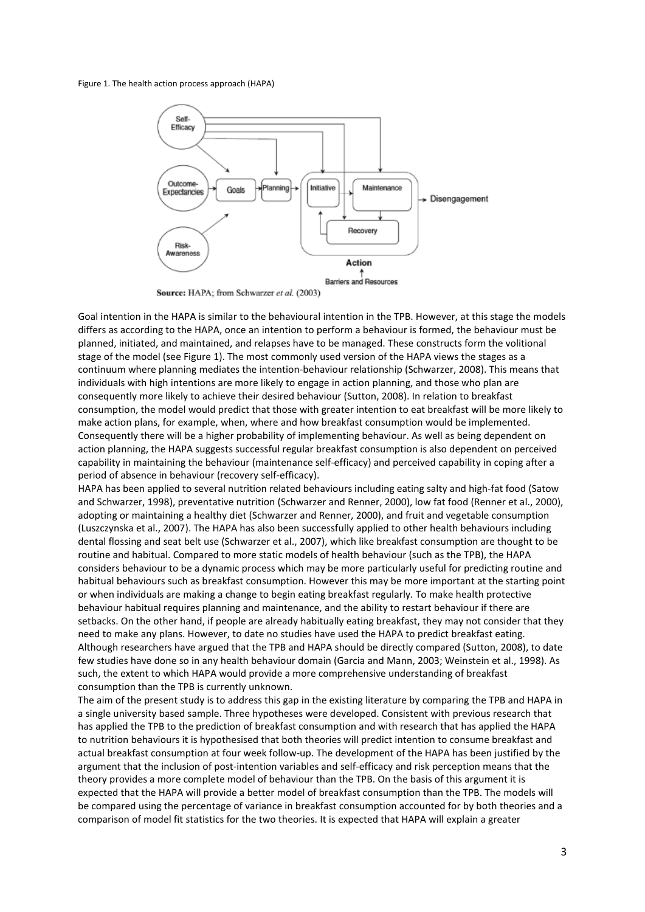Figure 1. The health action process approach (HAPA)

Source: HAPA; from Schwarzer *et al.* (2003)

Goal intention in the HAPA is similar to the behavioural intention in the TPB. However, at this stage the models differs as according to the HAPA, once an intention to perform a behaviour is formed, the behaviour must be planned, initiated, and maintained, and relapses have to be managed. These constructs form the volitional stage of the model (see Figure 1). The most commonly used version of the HAPA views the stages as a continuum where planning mediates the intention-behaviour relationship (Schwarzer, 2008). This means that individuals with high intentions are more likely to engage in action planning, and those who plan are consequently more likely to achieve their desired behaviour (Sutton, 2008). In relation to breakfast consumption, the model would predict that those with greater intention to eat breakfast will be more likely to make action plans, for example, when, where and how breakfast consumption would be implemented. Consequently there will be a higher probability of implementing behaviour. As well as being dependent on action planning, the HAPA suggests successful regular breakfast consumption is also dependent on perceived capability in maintaining the behaviour (maintenance self-efficacy) and perceived capability in coping after a period of absence in behaviour (recovery self-efficacy).

HAPA has been applied to several nutrition related behaviours including eating salty and high-fat food (Satow and Schwarzer, 1998), preventative nutrition (Schwarzer and Renner, 2000), low fat food (Renner et al., 2000), adopting or maintaining a healthy diet (Schwarzer and Renner, 2000), and fruit and vegetable consumption (Luszczynska et al., 2007). The HAPA has also been successfully applied to other health behaviours including dental flossing and seat belt use (Schwarzer et al., 2007), which like breakfast consumption are thought to be routine and habitual. Compared to more static models of health behaviour (such as the TPB), the HAPA considers behaviour to be a dynamic process which may be more particularly useful for predicting routine and habitual behaviours such as breakfast consumption. However this may be more important at the starting point or when individuals are making a change to begin eating breakfast regularly. To make health protective behaviour habitual requires planning and maintenance, and the ability to restart behaviour if there are setbacks. On the other hand, if people are already habitually eating breakfast, they may not consider that they need to make any plans. However, to date no studies have used the HAPA to predict breakfast eating. Although researchers have argued that the TPB and HAPA should be directly compared (Sutton, 2008), to date few studies have done so in any health behaviour domain (Garcia and Mann, 2003; Weinstein et al., 1998). As such, the extent to which HAPA would provide a more comprehensive understanding of breakfast consumption than the TPB is currently unknown.

The aim of the present study is to address this gap in the existing literature by comparing the TPB and HAPA in a single university based sample. Three hypotheses were developed. Consistent with previous research that has applied the TPB to the prediction of breakfast consumption and with research that has applied the HAPA to nutrition behaviours it is hypothesised that both theories will predict intention to consume breakfast and actual breakfast consumption at four week follow-up. The development of the HAPA has been justified by the argument that the inclusion of post-intention variables and self-efficacy and risk perception means that the theory provides a more complete model of behaviour than the TPB. On the basis of this argument it is expected that the HAPA will provide a better model of breakfast consumption than the TPB. The models will be compared using the percentage of variance in breakfast consumption accounted for by both theories and a comparison of model fit statistics for the two theories. It is expected that HAPA will explain a greater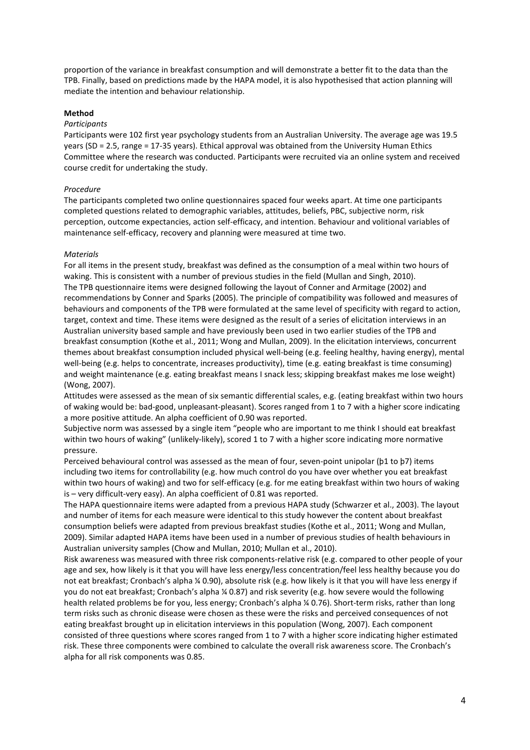proportion of the variance in breakfast consumption and will demonstrate a better fit to the data than the TPB. Finally, based on predictions made by the HAPA model, it is also hypothesised that action planning will mediate the intention and behaviour relationship.

**Method**

*Participants*

Participants were 102 first year psychology students from an Australian University. The average age was 19.5 years (SD = 2.5, range = 17-35 years). Ethical approval was obtained from the University Human Ethics Committee where the research was conducted. Participants were recruited via an online system and received course credit for undertaking the study.

*Procedure*

The participants completed two online questionnaires spaced four weeks apart. At time one participants completed questions related to demographic variables, attitudes, beliefs, PBC, subjective norm, risk perception, outcome expectancies, action self-efficacy, and intention. Behaviour and volitional variables of maintenance self-efficacy, recovery and planning were measured at time two.

*Materials*

For all items in the present study, breakfast was defined as the consumption of a meal within two hours of waking. This is consistent with a number of previous studies in the field (Mullan and Singh, 2010).

The TPB questionnaire items were designed following the layout of Conner and Armitage (2002) and recommendations by Conner and Sparks (2005). The principle of compatibility was followed and measures of behaviours and components of the TPB were formulated at the same level of specificity with regard to action, target, context and time. These items were designed as the result of a series of elicitation interviews in an Australian university based sample and have previously been used in two earlier studies of the TPB and breakfast consumption (Kothe et al., 2011; Wong and Mullan, 2009). In the elicitation interviews, concurrent themes about breakfast consumption included physical well-being (e.g. feeling healthy, having energy), mental well-being (e.g. helps to concentrate, increases productivity), time (e.g. eating breakfast is time consuming) and weight maintenance (e.g. eating breakfast means I snack less; skipping breakfast makes me lose weight) (Wong, 2007).

Attitudes were assessed as the mean of six semantic differential scales, e.g. (eating breakfast within two hours of waking would be: bad-good, unpleasant-pleasant). Scores ranged from 1 to 7 with a higher score indicating a more positive attitude. An alpha coefficient of 0.90 was reported.

Subjective norm was assessed by a single item "people who are important to me think I should eat breakfast within two hours of waking" (unlikely-likely), scored 1 to 7 with a higher score indicating more normative pressure.

Perceived behavioural control was assessed as the mean of four, seven-point unipolar (þ1 to þ7) items including two items for controllability (e.g. how much control do you have over whether you eat breakfast within two hours of waking) and two for self-efficacy (e.g. for me eating breakfast within two hours of waking is – very difficult-very easy). An alpha coefficient of 0.81 was reported.

The HAPA questionnaire items were adapted from a previous HAPA study (Schwarzer et al., 2003). The layout and number of items for each measure were identical to this study however the content about breakfast consumption beliefs were adapted from previous breakfast studies (Kothe et al., 2011; Wong and Mullan, 2009). Similar adapted HAPA items have been used in a number of previous studies of health behaviours in Australian university samples (Chow and Mullan, 2010; Mullan et al., 2010).

Risk awareness was measured with three risk components-relative risk (e.g. compared to other people of your age and sex, how likely is it that you will have less energy/less concentration/feel less healthy because you do not eat breakfast; Cronbach's alpha ¼ 0.90), absolute risk (e.g. how likely is it that you will have less energy if you do not eat breakfast; Cronbach's alpha ¼ 0.87) and risk severity (e.g. how severe would the following health related problems be for you, less energy; Cronbach's alpha ¼ 0.76). Short-term risks, rather than long term risks such as chronic disease were chosen as these were the risks and perceived consequences of not eating breakfast brought up in elicitation interviews in this population (Wong, 2007). Each component consisted of three questions where scores ranged from 1 to 7 with a higher score indicating higher estimated risk. These three components were combined to calculate the overall risk awareness score. The Cronbach's alpha for all risk components was 0.85.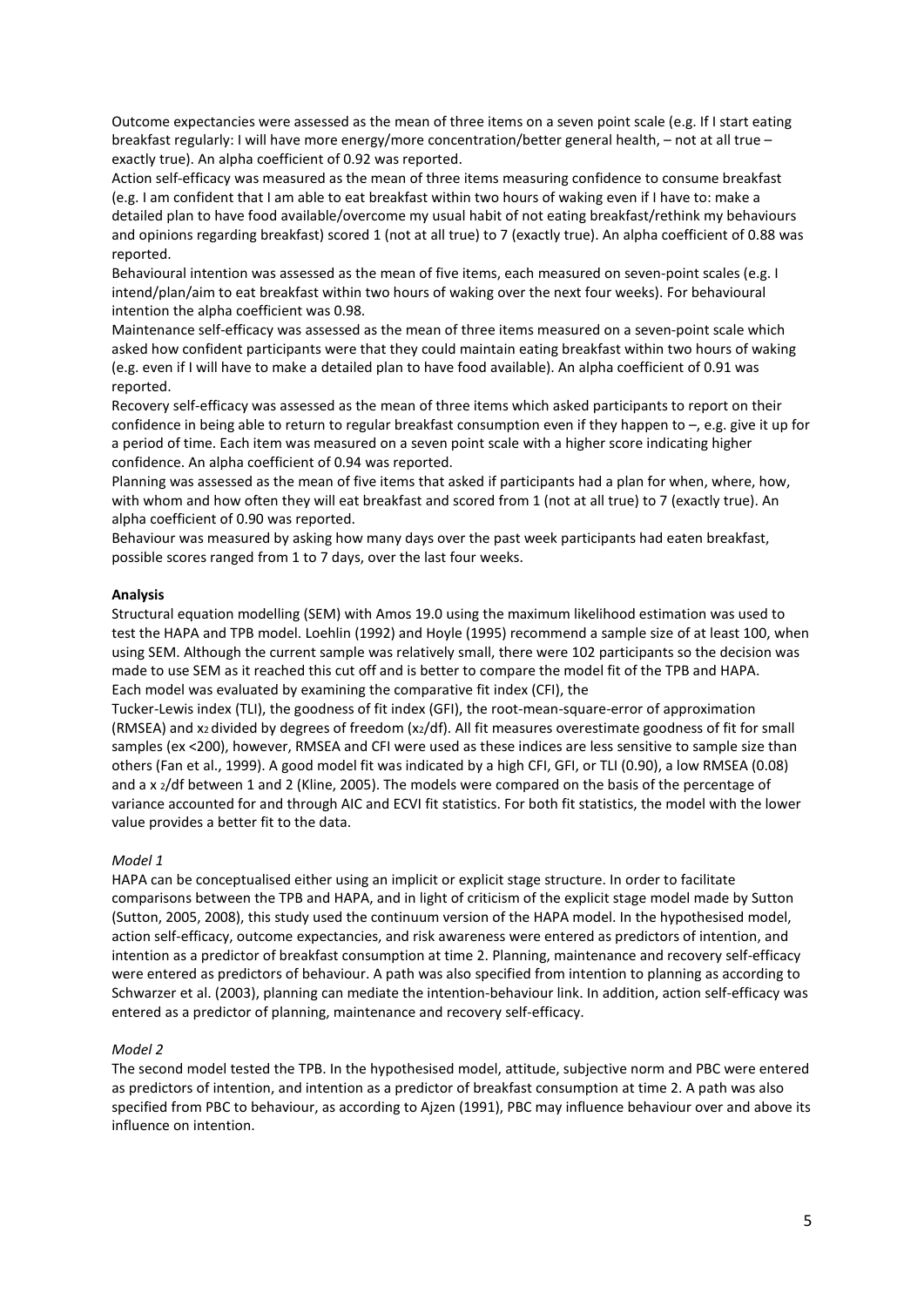Outcome expectancies were assessed as the mean of three items on a seven point scale (e.g. If I start eating breakfast regularly: I will have more energy/more concentration/better general health, – not at all true – exactly true). An alpha coefficient of 0.92 was reported.

Action self-efficacy was measured as the mean of three items measuring confidence to consume breakfast (e.g. I am confident that I am able to eat breakfast within two hours of waking even if I have to: make a detailed plan to have food available/overcome my usual habit of not eating breakfast/rethink my behaviours and opinions regarding breakfast) scored 1 (not at all true) to 7 (exactly true). An alpha coefficient of 0.88 was reported.

Behavioural intention was assessed as the mean of five items, each measured on seven-point scales (e.g. I intend/plan/aim to eat breakfast within two hours of waking over the next four weeks). For behavioural intention the alpha coefficient was 0.98.

Maintenance self-efficacy was assessed as the mean of three items measured on a seven-point scale which asked how confident participants were that they could maintain eating breakfast within two hours of waking (e.g. even if I will have to make a detailed plan to have food available). An alpha coefficient of 0.91 was reported.

Recovery self-efficacy was assessed as the mean of three items which asked participants to report on their confidence in being able to return to regular breakfast consumption even if they happen to –, e.g. give it up for a period of time. Each item was measured on a seven point scale with a higher score indicating higher confidence. An alpha coefficient of 0.94 was reported.

Planning was assessed as the mean of five items that asked if participants had a plan for when, where, how, with whom and how often they will eat breakfast and scored from 1 (not at all true) to 7 (exactly true). An alpha coefficient of 0.90 was reported.

Behaviour was measured by asking how many days over the past week participants had eaten breakfast, possible scores ranged from 1 to 7 days, over the last four weeks.

**Analysis**

Structural equation modelling (SEM) with Amos 19.0 using the maximum likelihood estimation was used to test the HAPA and TPB model. Loehlin (1992) and Hoyle (1995) recommend a sample size of at least 100, when using SEM. Although the current sample was relatively small, there were 102 participants so the decision was made to use SEM as it reached this cut off and is better to compare the model fit of the TPB and HAPA. Each model was evaluated by examining the comparative fit index (CFI), the Tucker-Lewis index (TLI), the goodness of fit index (GFI), the root-mean-square-error of approximation (RMSEA) and $x_2$ divided by degrees of freedom ($x_2$/df). All fit measures overestimate goodness of fit for small samples (ex <200), however, RMSEA and CFI were used as these indices are less sensitive to sample size than others (Fan et al., 1999). A good model fit was indicated by a high CFI, GFI, or TLI (0.90), a low RMSEA (0.08) and a $x_2$/df between 1 and 2 (Kline, 2005). The models were compared on the basis of the percentage of variance accounted for and through AIC and ECVI fit statistics. For both fit statistics, the model with the lower value provides a better fit to the data.

*Model 1*

HAPA can be conceptualised either using an implicit or explicit stage structure. In order to facilitate comparisons between the TPB and HAPA, and in light of criticism of the explicit stage model made by Sutton (Sutton, 2005, 2008), this study used the continuum version of the HAPA model. In the hypothesised model, action self-efficacy, outcome expectancies, and risk awareness were entered as predictors of intention, and intention as a predictor of breakfast consumption at time 2. Planning, maintenance and recovery self-efficacy were entered as predictors of behaviour. A path was also specified from intention to planning as according to Schwarzer et al. (2003), planning can mediate the intention-behaviour link. In addition, action self-efficacy was entered as a predictor of planning, maintenance and recovery self-efficacy.

*Model 2*

The second model tested the TPB. In the hypothesised model, attitude, subjective norm and PBC were entered as predictors of intention, and intention as a predictor of breakfast consumption at time 2. A path was also specified from PBC to behaviour, as according to Ajzen (1991), PBC may influence behaviour over and above its influence on intention.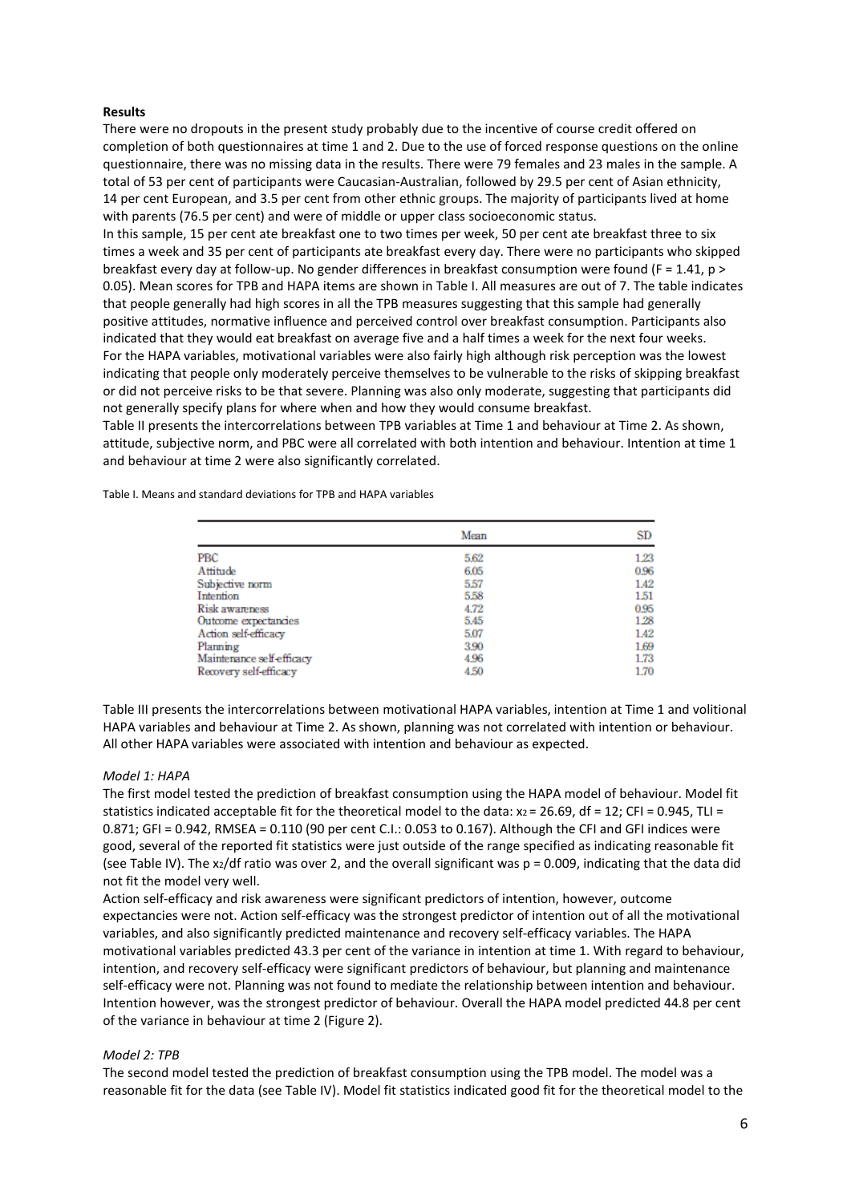**Results**

There were no dropouts in the present study probably due to the incentive of course credit offered on completion of both questionnaires at time 1 and 2. Due to the use of forced response questions on the online questionnaire, there was no missing data in the results. There were 79 females and 23 males in the sample. A total of 53 per cent of participants were Caucasian-Australian, followed by 29.5 per cent of Asian ethnicity, 14 per cent European, and 3.5 per cent from other ethnic groups. The majority of participants lived at home with parents (76.5 per cent) and were of middle or upper class socioeconomic status.

In this sample, 15 per cent ate breakfast one to two times per week, 50 per cent ate breakfast three to six times a week and 35 per cent of participants ate breakfast every day. There were no participants who skipped breakfast every day at follow-up. No gender differences in breakfast consumption were found ($F = 1.41$, $p > 0.05$). Mean scores for TPB and HAPA items are shown in Table I. All measures are out of 7. The table indicates that people generally had high scores in all the TPB measures suggesting that this sample had generally positive attitudes, normative influence and perceived control over breakfast consumption. Participants also indicated that they would eat breakfast on average five and a half times a week for the next four weeks.

For the HAPA variables, motivational variables were also fairly high although risk perception was the lowest indicating that people only moderately perceive themselves to be vulnerable to the risks of skipping breakfast or did not perceive risks to be that severe. Planning was also only moderate, suggesting that participants did not generally specify plans for where when and how they would consume breakfast.

Table II presents the intercorrelations between TPB variables at Time 1 and behaviour at Time 2. As shown, attitude, subjective norm, and PBC were all correlated with both intention and behaviour. Intention at time 1 and behaviour at time 2 were also significantly correlated.

Table I. Means and standard deviations for TPB and HAPA variables

| | Mean | SD |
|---|---|---|
| PBC | 5.62 | 1.23 |
| Attitude | 6.05 | 0.96 |
| Subjective norm | 5.57 | 1.42 |
| Intention | 5.58 | 1.51 |
| Risk awareness | 4.72 | 0.95 |
| Outcome expectancies | 5.45 | 1.28 |
| Action self-efficacy | 5.07 | 1.42 |
| Planning | 3.90 | 1.69 |
| Maintenance self-efficacy | 4.96 | 1.73 |
| Recovery self-efficacy | 4.50 | 1.70 |

Table III presents the intercorrelations between motivational HAPA variables, intention at Time 1 and volitional HAPA variables and behaviour at Time 2. As shown, planning was not correlated with intention or behaviour. All other HAPA variables were associated with intention and behaviour as expected.

*Model 1: HAPA*

The first model tested the prediction of breakfast consumption using the HAPA model of behaviour. Model fit statistics indicated acceptable fit for the theoretical model to the data: $\chi^2 = 26.69$, $df = 12$; $CFI = 0.945$, $TLI = 0.871$; $GFI = 0.942$, $RMSEA = 0.110$ (90 per cent C.I.: 0.053 to 0.167). Although the CFI and GFI indices were good, several of the reported fit statistics were just outside of the range specified as indicating reasonable fit (see Table IV). The $\chi^2/df$ ratio was over 2, and the overall significant was $p = 0.009$, indicating that the data did not fit the model very well.

Action self-efficacy and risk awareness were significant predictors of intention, however, outcome expectancies were not. Action self-efficacy was the strongest predictor of intention out of all the motivational variables, and also significantly predicted maintenance and recovery self-efficacy variables. The HAPA motivational variables predicted 43.3 per cent of the variance in intention at time 1. With regard to behaviour, intention, and recovery self-efficacy were significant predictors of behaviour, but planning and maintenance self-efficacy were not. Planning was not found to mediate the relationship between intention and behaviour. Intention however, was the strongest predictor of behaviour. Overall the HAPA model predicted 44.8 per cent of the variance in behaviour at time 2 (Figure 2).

*Model 2: TPB*

The second model tested the prediction of breakfast consumption using the TPB model. The model was a reasonable fit for the data (see Table IV). Model fit statistics indicated good fit for the theoretical model to the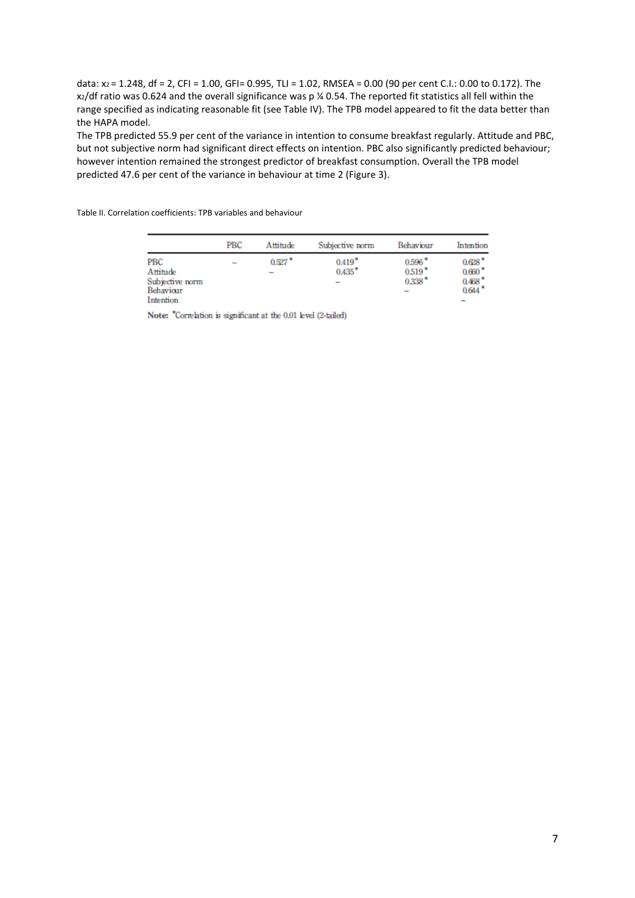data: $x_2$ = 1.248, df = 2, CFI = 1.00, GFI= 0.995, TLI = 1.02, RMSEA = 0.00 (90 per cent C.I.: 0.00 to 0.172). The $x_2$/df ratio was 0.624 and the overall significance was p ¼ 0.54. The reported fit statistics all fell within the range specified as indicating reasonable fit (see Table IV). The TPB model appeared to fit the data better than the HAPA model.

The TPB predicted 55.9 per cent of the variance in intention to consume breakfast regularly. Attitude and PBC, but not subjective norm had significant direct effects on intention. PBC also significantly predicted behaviour; however intention remained the strongest predictor of breakfast consumption. Overall the TPB model predicted 47.6 per cent of the variance in behaviour at time 2 (Figure 3).

Table II. Correlation coefficients: TPB variables and behaviour

| | PBC | Attitude | Subjective norm | Behaviour | Intention |
|---|---|---|---|---|---|
| PBC | – | 0.527* | 0.419* | 0.596* | 0.628* |
| Attitude | | – | 0.435* | 0.519* | 0.660* |
| Subjective norm | | | – | 0.338* | 0.468* |
| Behaviour | | | | – | 0.644* |
| Intention | | | | | – |

**Note:** *Correlation is significant at the 0.01 level (2-tailed)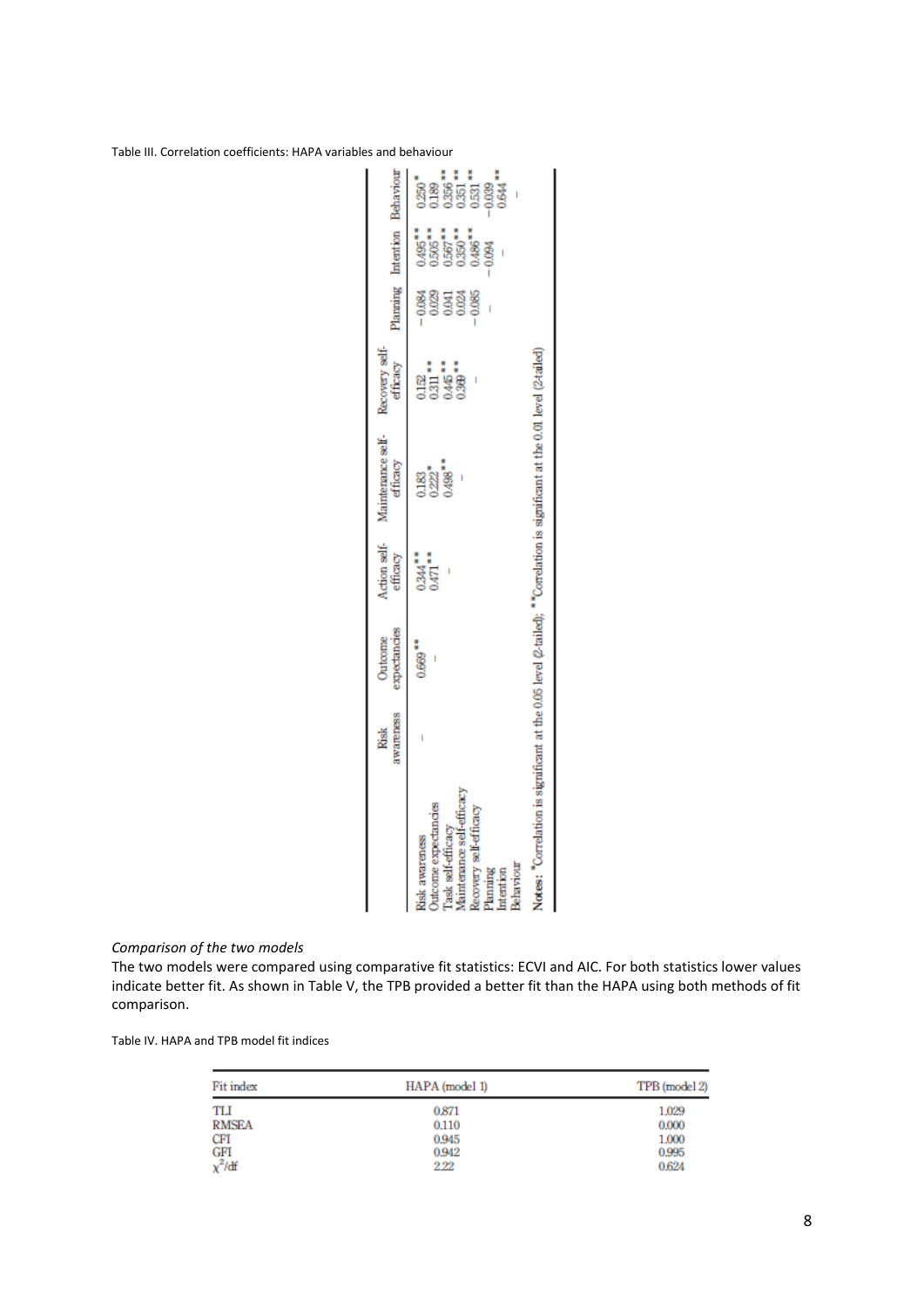Table III. Correlation coefficients: HAPA variables and behaviour

| | Risk awareness | Outcome expectancies | Action self-efficacy | Maintenance self-efficacy | Recovery self-efficacy | Planning | Intention | Behaviour |
|---|---|---|---|---|---|---|---|---|
| Risk awareness | – | 0.669** | 0.344** | 0.183 | 0.152 | −0.084 | 0.495** | 0.250* |
| Outcome expectancies | | – | 0.471** | 0.222* | 0.311** | 0.029 | 0.505** | 0.189 |
| Task self-efficacy | | | – | 0.498** | 0.445** | 0.041 | 0.567** | 0.356** |
| Maintenance self-efficacy | | | | – | 0.369** | 0.024 | 0.350** | 0.351** |
| Recovery self-efficacy | | | | | – | −0.085 | 0.486** | 0.531** |
| Planning | | | | | | – | −0.094 | −0.039 |
| Intention | | | | | | | – | 0.644** |
| Behaviour | | | | | | | | – |

**Notes:** *Correlation is significant at the 0.05 level (2-tailed); **Correlation is significant at the 0.01 level (2-tailed)

*Comparison of the two models*

The two models were compared using comparative fit statistics: ECVI and AIC. For both statistics lower values indicate better fit. As shown in Table V, the TPB provided a better fit than the HAPA using both methods of fit comparison.

Table IV. HAPA and TPB model fit indices

| Fit index | HAPA (model 1) | TPB (model 2) |
|---|---|---|
| TLI | 0.871 | 1.029 |
| RMSEA | 0.110 | 0.000 |
| CFI | 0.945 | 1.000 |
| GFI | 0.942 | 0.995 |
| $\chi^2$/df | 2.22 | 0.624 |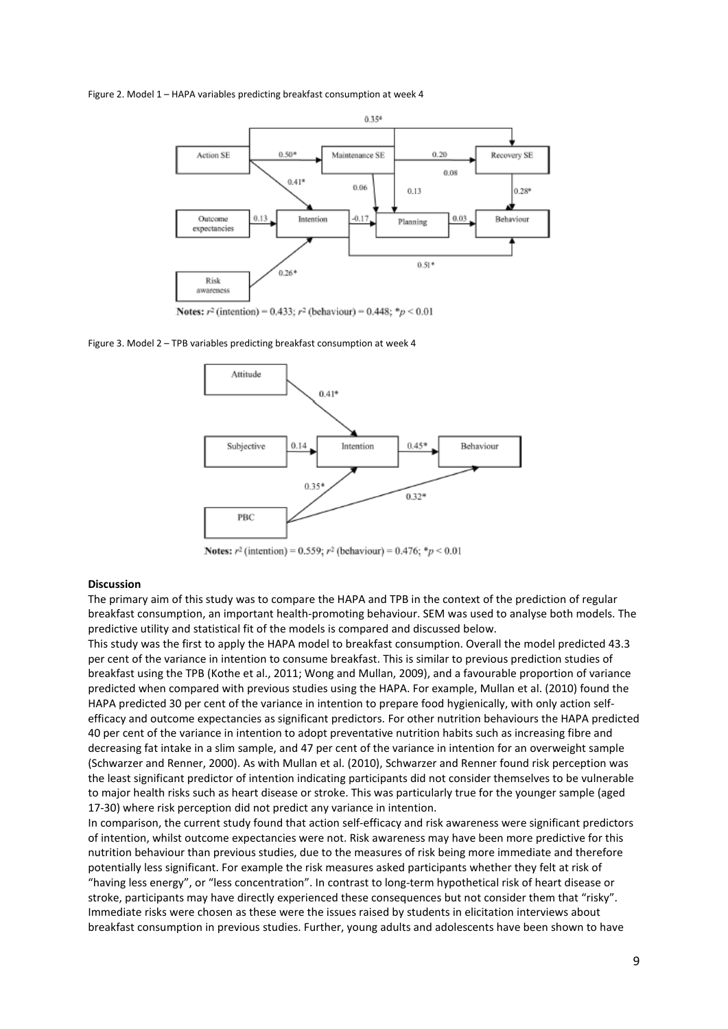Figure 2. Model 1 – HAPA variables predicting breakfast consumption at week 4

**Notes:** $r^2$ (intention) = 0.433; $r^2$ (behaviour) = 0.448; $^*p < 0.01$

Figure 3. Model 2 – TPB variables predicting breakfast consumption at week 4

**Notes:** $r^2$ (intention) = 0.559; $r^2$ (behaviour) = 0.476; $^*p < 0.01$

**Discussion**

The primary aim of this study was to compare the HAPA and TPB in the context of the prediction of regular breakfast consumption, an important health-promoting behaviour. SEM was used to analyse both models. The predictive utility and statistical fit of the models is compared and discussed below.

This study was the first to apply the HAPA model to breakfast consumption. Overall the model predicted 43.3 per cent of the variance in intention to consume breakfast. This is similar to previous prediction studies of breakfast using the TPB (Kothe et al., 2011; Wong and Mullan, 2009), and a favourable proportion of variance predicted when compared with previous studies using the HAPA. For example, Mullan et al. (2010) found the HAPA predicted 30 per cent of the variance in intention to prepare food hygienically, with only action self-efficacy and outcome expectancies as significant predictors. For other nutrition behaviours the HAPA predicted 40 per cent of the variance in intention to adopt preventative nutrition habits such as increasing fibre and decreasing fat intake in a slim sample, and 47 per cent of the variance in intention for an overweight sample (Schwarzer and Renner, 2000). As with Mullan et al. (2010), Schwarzer and Renner found risk perception was the least significant predictor of intention indicating participants did not consider themselves to be vulnerable to major health risks such as heart disease or stroke. This was particularly true for the younger sample (aged 17-30) where risk perception did not predict any variance in intention.

In comparison, the current study found that action self-efficacy and risk awareness were significant predictors of intention, whilst outcome expectancies were not. Risk awareness may have been more predictive for this nutrition behaviour than previous studies, due to the measures of risk being more immediate and therefore potentially less significant. For example the risk measures asked participants whether they felt at risk of "having less energy", or "less concentration". In contrast to long-term hypothetical risk of heart disease or stroke, participants may have directly experienced these consequences but not consider them that "risky". Immediate risks were chosen as these were the issues raised by students in elicitation interviews about breakfast consumption in previous studies. Further, young adults and adolescents have been shown to have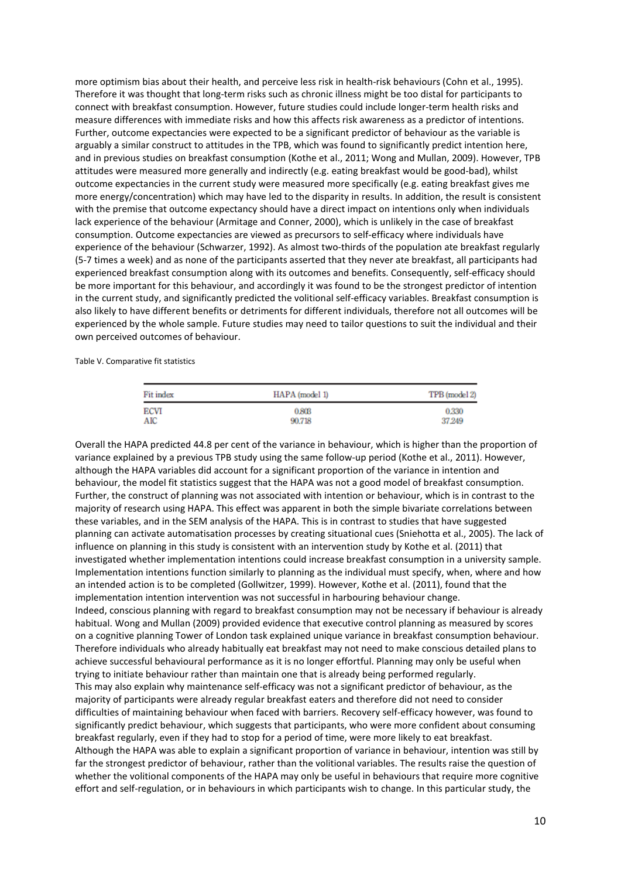more optimism bias about their health, and perceive less risk in health-risk behaviours (Cohn et al., 1995). Therefore it was thought that long-term risks such as chronic illness might be too distal for participants to connect with breakfast consumption. However, future studies could include longer-term health risks and measure differences with immediate risks and how this affects risk awareness as a predictor of intentions. Further, outcome expectancies were expected to be a significant predictor of behaviour as the variable is arguably a similar construct to attitudes in the TPB, which was found to significantly predict intention here, and in previous studies on breakfast consumption (Kothe et al., 2011; Wong and Mullan, 2009). However, TPB attitudes were measured more generally and indirectly (e.g. eating breakfast would be good-bad), whilst outcome expectancies in the current study were measured more specifically (e.g. eating breakfast gives me more energy/concentration) which may have led to the disparity in results. In addition, the result is consistent with the premise that outcome expectancy should have a direct impact on intentions only when individuals lack experience of the behaviour (Armitage and Conner, 2000), which is unlikely in the case of breakfast consumption. Outcome expectancies are viewed as precursors to self-efficacy where individuals have experience of the behaviour (Schwarzer, 1992). As almost two-thirds of the population ate breakfast regularly (5-7 times a week) and as none of the participants asserted that they never ate breakfast, all participants had experienced breakfast consumption along with its outcomes and benefits. Consequently, self-efficacy should be more important for this behaviour, and accordingly it was found to be the strongest predictor of intention in the current study, and significantly predicted the volitional self-efficacy variables. Breakfast consumption is also likely to have different benefits or detriments for different individuals, therefore not all outcomes will be experienced by the whole sample. Future studies may need to tailor questions to suit the individual and their own perceived outcomes of behaviour.

Table V. Comparative fit statistics

| Fit index | HAPA (model 1) | TPB (model 2) |
|---|---|---|
| ECVI | 0.803 | 0.330 |
| AIC | 90.718 | 37.249 |

Overall the HAPA predicted 44.8 per cent of the variance in behaviour, which is higher than the proportion of variance explained by a previous TPB study using the same follow-up period (Kothe et al., 2011). However, although the HAPA variables did account for a significant proportion of the variance in intention and behaviour, the model fit statistics suggest that the HAPA was not a good model of breakfast consumption. Further, the construct of planning was not associated with intention or behaviour, which is in contrast to the majority of research using HAPA. This effect was apparent in both the simple bivariate correlations between these variables, and in the SEM analysis of the HAPA. This is in contrast to studies that have suggested planning can activate automatisation processes by creating situational cues (Sniehotta et al., 2005). The lack of influence on planning in this study is consistent with an intervention study by Kothe et al. (2011) that investigated whether implementation intentions could increase breakfast consumption in a university sample. Implementation intentions function similarly to planning as the individual must specify, when, where and how an intended action is to be completed (Gollwitzer, 1999). However, Kothe et al. (2011), found that the implementation intention intervention was not successful in harbouring behaviour change.

Indeed, conscious planning with regard to breakfast consumption may not be necessary if behaviour is already habitual. Wong and Mullan (2009) provided evidence that executive control planning as measured by scores on a cognitive planning Tower of London task explained unique variance in breakfast consumption behaviour. Therefore individuals who already habitually eat breakfast may not need to make conscious detailed plans to achieve successful behavioural performance as it is no longer effortful. Planning may only be useful when trying to initiate behaviour rather than maintain one that is already being performed regularly.

This may also explain why maintenance self-efficacy was not a significant predictor of behaviour, as the majority of participants were already regular breakfast eaters and therefore did not need to consider difficulties of maintaining behaviour when faced with barriers. Recovery self-efficacy however, was found to significantly predict behaviour, which suggests that participants, who were more confident about consuming breakfast regularly, even if they had to stop for a period of time, were more likely to eat breakfast.

Although the HAPA was able to explain a significant proportion of variance in behaviour, intention was still by far the strongest predictor of behaviour, rather than the volitional variables. The results raise the question of whether the volitional components of the HAPA may only be useful in behaviours that require more cognitive effort and self-regulation, or in behaviours in which participants wish to change. In this particular study, the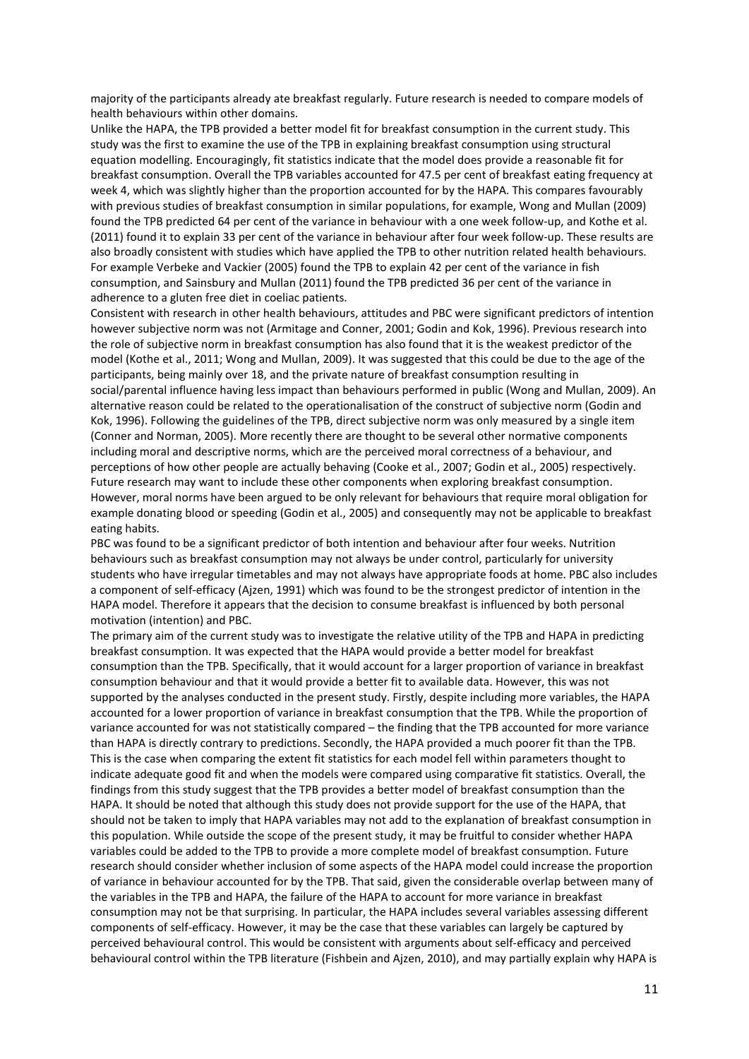majority of the participants already ate breakfast regularly. Future research is needed to compare models of health behaviours within other domains.

Unlike the HAPA, the TPB provided a better model fit for breakfast consumption in the current study. This study was the first to examine the use of the TPB in explaining breakfast consumption using structural equation modelling. Encouragingly, fit statistics indicate that the model does provide a reasonable fit for breakfast consumption. Overall the TPB variables accounted for 47.5 per cent of breakfast eating frequency at week 4, which was slightly higher than the proportion accounted for by the HAPA. This compares favourably with previous studies of breakfast consumption in similar populations, for example, Wong and Mullan (2009) found the TPB predicted 64 per cent of the variance in behaviour with a one week follow-up, and Kothe et al. (2011) found it to explain 33 per cent of the variance in behaviour after four week follow-up. These results are also broadly consistent with studies which have applied the TPB to other nutrition related health behaviours. For example Verbeke and Vackier (2005) found the TPB to explain 42 per cent of the variance in fish consumption, and Sainsbury and Mullan (2011) found the TPB predicted 36 per cent of the variance in adherence to a gluten free diet in coeliac patients.

Consistent with research in other health behaviours, attitudes and PBC were significant predictors of intention however subjective norm was not (Armitage and Conner, 2001; Godin and Kok, 1996). Previous research into the role of subjective norm in breakfast consumption has also found that it is the weakest predictor of the model (Kothe et al., 2011; Wong and Mullan, 2009). It was suggested that this could be due to the age of the participants, being mainly over 18, and the private nature of breakfast consumption resulting in social/parental influence having less impact than behaviours performed in public (Wong and Mullan, 2009). An alternative reason could be related to the operationalisation of the construct of subjective norm (Godin and Kok, 1996). Following the guidelines of the TPB, direct subjective norm was only measured by a single item (Conner and Norman, 2005). More recently there are thought to be several other normative components including moral and descriptive norms, which are the perceived moral correctness of a behaviour, and perceptions of how other people are actually behaving (Cooke et al., 2007; Godin et al., 2005) respectively. Future research may want to include these other components when exploring breakfast consumption. However, moral norms have been argued to be only relevant for behaviours that require moral obligation for example donating blood or speeding (Godin et al., 2005) and consequently may not be applicable to breakfast eating habits.

PBC was found to be a significant predictor of both intention and behaviour after four weeks. Nutrition behaviours such as breakfast consumption may not always be under control, particularly for university students who have irregular timetables and may not always have appropriate foods at home. PBC also includes a component of self-efficacy (Ajzen, 1991) which was found to be the strongest predictor of intention in the HAPA model. Therefore it appears that the decision to consume breakfast is influenced by both personal motivation (intention) and PBC.

The primary aim of the current study was to investigate the relative utility of the TPB and HAPA in predicting breakfast consumption. It was expected that the HAPA would provide a better model for breakfast consumption than the TPB. Specifically, that it would account for a larger proportion of variance in breakfast consumption behaviour and that it would provide a better fit to available data. However, this was not supported by the analyses conducted in the present study. Firstly, despite including more variables, the HAPA accounted for a lower proportion of variance in breakfast consumption that the TPB. While the proportion of variance accounted for was not statistically compared – the finding that the TPB accounted for more variance than HAPA is directly contrary to predictions. Secondly, the HAPA provided a much poorer fit than the TPB. This is the case when comparing the extent fit statistics for each model fell within parameters thought to indicate adequate good fit and when the models were compared using comparative fit statistics. Overall, the findings from this study suggest that the TPB provides a better model of breakfast consumption than the HAPA. It should be noted that although this study does not provide support for the use of the HAPA, that should not be taken to imply that HAPA variables may not add to the explanation of breakfast consumption in this population. While outside the scope of the present study, it may be fruitful to consider whether HAPA variables could be added to the TPB to provide a more complete model of breakfast consumption. Future research should consider whether inclusion of some aspects of the HAPA model could increase the proportion of variance in behaviour accounted for by the TPB. That said, given the considerable overlap between many of the variables in the TPB and HAPA, the failure of the HAPA to account for more variance in breakfast consumption may not be that surprising. In particular, the HAPA includes several variables assessing different components of self-efficacy. However, it may be the case that these variables can largely be captured by perceived behavioural control. This would be consistent with arguments about self-efficacy and perceived behavioural control within the TPB literature (Fishbein and Ajzen, 2010), and may partially explain why HAPA is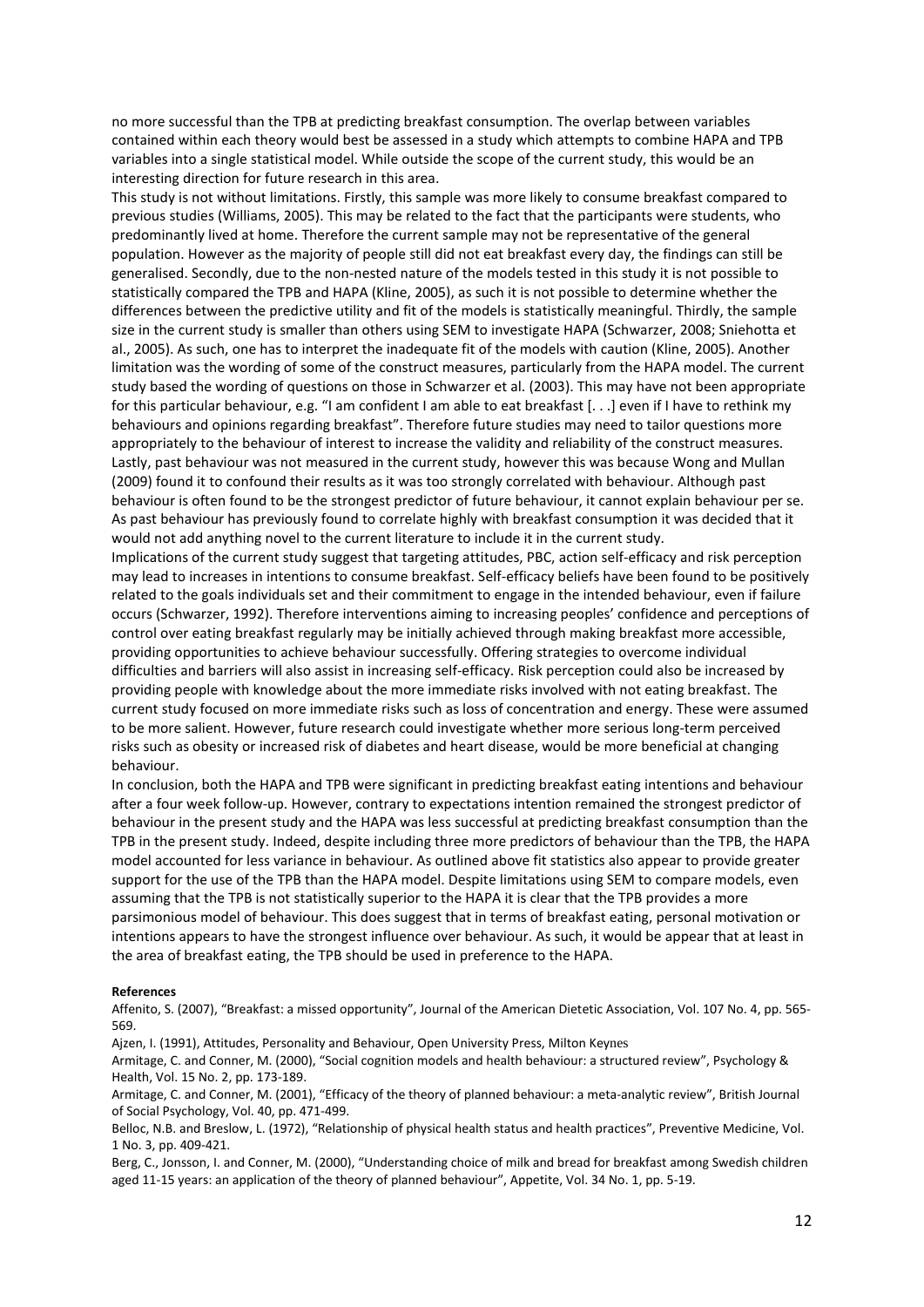no more successful than the TPB at predicting breakfast consumption. The overlap between variables contained within each theory would best be assessed in a study which attempts to combine HAPA and TPB variables into a single statistical model. While outside the scope of the current study, this would be an interesting direction for future research in this area.

This study is not without limitations. Firstly, this sample was more likely to consume breakfast compared to previous studies (Williams, 2005). This may be related to the fact that the participants were students, who predominantly lived at home. Therefore the current sample may not be representative of the general population. However as the majority of people still did not eat breakfast every day, the findings can still be generalised. Secondly, due to the non-nested nature of the models tested in this study it is not possible to statistically compared the TPB and HAPA (Kline, 2005), as such it is not possible to determine whether the differences between the predictive utility and fit of the models is statistically meaningful. Thirdly, the sample size in the current study is smaller than others using SEM to investigate HAPA (Schwarzer, 2008; Sniehotta et al., 2005). As such, one has to interpret the inadequate fit of the models with caution (Kline, 2005). Another limitation was the wording of some of the construct measures, particularly from the HAPA model. The current study based the wording of questions on those in Schwarzer et al. (2003). This may have not been appropriate for this particular behaviour, e.g. "I am confident I am able to eat breakfast [. . .] even if I have to rethink my behaviours and opinions regarding breakfast". Therefore future studies may need to tailor questions more appropriately to the behaviour of interest to increase the validity and reliability of the construct measures. Lastly, past behaviour was not measured in the current study, however this was because Wong and Mullan (2009) found it to confound their results as it was too strongly correlated with behaviour. Although past behaviour is often found to be the strongest predictor of future behaviour, it cannot explain behaviour per se. As past behaviour has previously found to correlate highly with breakfast consumption it was decided that it would not add anything novel to the current literature to include it in the current study.

Implications of the current study suggest that targeting attitudes, PBC, action self-efficacy and risk perception may lead to increases in intentions to consume breakfast. Self-efficacy beliefs have been found to be positively related to the goals individuals set and their commitment to engage in the intended behaviour, even if failure occurs (Schwarzer, 1992). Therefore interventions aiming to increasing peoples' confidence and perceptions of control over eating breakfast regularly may be initially achieved through making breakfast more accessible, providing opportunities to achieve behaviour successfully. Offering strategies to overcome individual difficulties and barriers will also assist in increasing self-efficacy. Risk perception could also be increased by providing people with knowledge about the more immediate risks involved with not eating breakfast. The current study focused on more immediate risks such as loss of concentration and energy. These were assumed to be more salient. However, future research could investigate whether more serious long-term perceived risks such as obesity or increased risk of diabetes and heart disease, would be more beneficial at changing behaviour.

In conclusion, both the HAPA and TPB were significant in predicting breakfast eating intentions and behaviour after a four week follow-up. However, contrary to expectations intention remained the strongest predictor of behaviour in the present study and the HAPA was less successful at predicting breakfast consumption than the TPB in the present study. Indeed, despite including three more predictors of behaviour than the TPB, the HAPA model accounted for less variance in behaviour. As outlined above fit statistics also appear to provide greater support for the use of the TPB than the HAPA model. Despite limitations using SEM to compare models, even assuming that the TPB is not statistically superior to the HAPA it is clear that the TPB provides a more parsimonious model of behaviour. This does suggest that in terms of breakfast eating, personal motivation or intentions appears to have the strongest influence over behaviour. As such, it would be appear that at least in the area of breakfast eating, the TPB should be used in preference to the HAPA.

**References**

Affenito, S. (2007), "Breakfast: a missed opportunity", Journal of the American Dietetic Association, Vol. 107 No. 4, pp. 565-569.

Ajzen, I. (1991), Attitudes, Personality and Behaviour, Open University Press, Milton Keynes

Armitage, C. and Conner, M. (2000), "Social cognition models and health behaviour: a structured review", Psychology & Health, Vol. 15 No. 2, pp. 173-189.

Armitage, C. and Conner, M. (2001), "Efficacy of the theory of planned behaviour: a meta-analytic review", British Journal of Social Psychology, Vol. 40, pp. 471-499.

Belloc, N.B. and Breslow, L. (1972), "Relationship of physical health status and health practices", Preventive Medicine, Vol. 1 No. 3, pp. 409-421.

Berg, C., Jonsson, I. and Conner, M. (2000), "Understanding choice of milk and bread for breakfast among Swedish children aged 11-15 years: an application of the theory of planned behaviour", Appetite, Vol. 34 No. 1, pp. 5-19.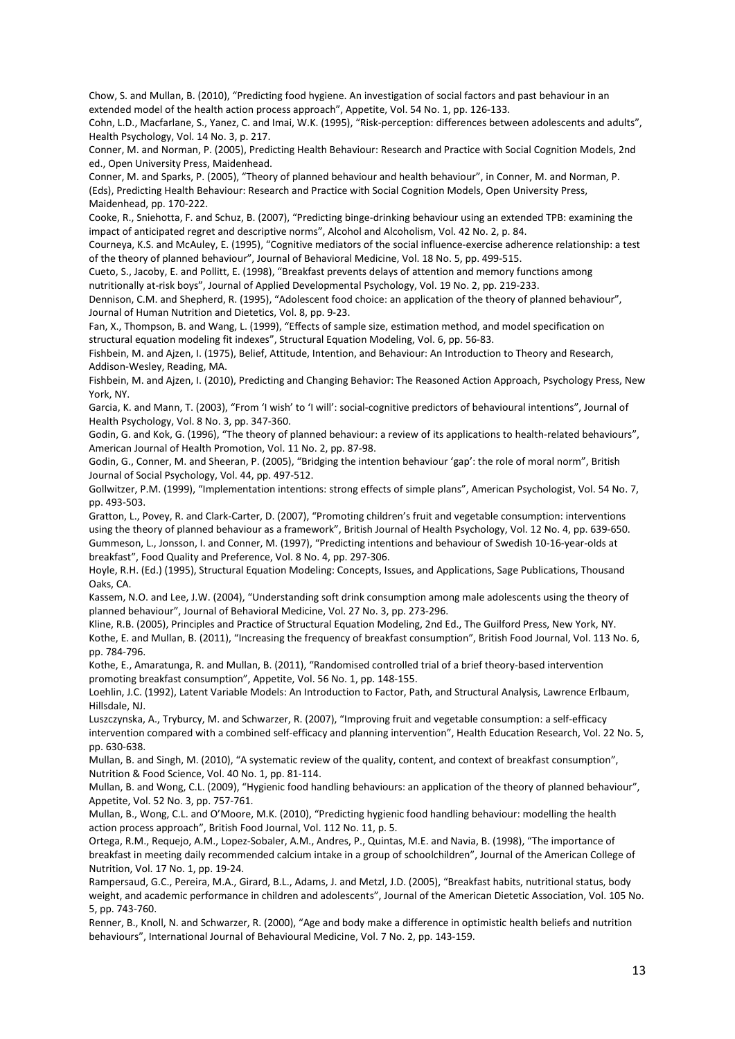Chow, S. and Mullan, B. (2010), "Predicting food hygiene. An investigation of social factors and past behaviour in an extended model of the health action process approach", Appetite, Vol. 54 No. 1, pp. 126-133.

Cohn, L.D., Macfarlane, S., Yanez, C. and Imai, W.K. (1995), "Risk-perception: differences between adolescents and adults", Health Psychology, Vol. 14 No. 3, p. 217.

Conner, M. and Norman, P. (2005), Predicting Health Behaviour: Research and Practice with Social Cognition Models, 2nd ed., Open University Press, Maidenhead.

Conner, M. and Sparks, P. (2005), "Theory of planned behaviour and health behaviour", in Conner, M. and Norman, P. (Eds), Predicting Health Behaviour: Research and Practice with Social Cognition Models, Open University Press, Maidenhead, pp. 170-222.

Cooke, R., Sniehotta, F. and Schuz, B. (2007), "Predicting binge-drinking behaviour using an extended TPB: examining the impact of anticipated regret and descriptive norms", Alcohol and Alcoholism, Vol. 42 No. 2, p. 84.

Courneya, K.S. and McAuley, E. (1995), "Cognitive mediators of the social influence-exercise adherence relationship: a test of the theory of planned behaviour", Journal of Behavioral Medicine, Vol. 18 No. 5, pp. 499-515.

Cueto, S., Jacoby, E. and Pollitt, E. (1998), "Breakfast prevents delays of attention and memory functions among nutritionally at-risk boys", Journal of Applied Developmental Psychology, Vol. 19 No. 2, pp. 219-233.

Dennison, C.M. and Shepherd, R. (1995), "Adolescent food choice: an application of the theory of planned behaviour", Journal of Human Nutrition and Dietetics, Vol. 8, pp. 9-23.

Fan, X., Thompson, B. and Wang, L. (1999), "Effects of sample size, estimation method, and model specification on structural equation modeling fit indexes", Structural Equation Modeling, Vol. 6, pp. 56-83.

Fishbein, M. and Ajzen, I. (1975), Belief, Attitude, Intention, and Behaviour: An Introduction to Theory and Research, Addison-Wesley, Reading, MA.

Fishbein, M. and Ajzen, I. (2010), Predicting and Changing Behavior: The Reasoned Action Approach, Psychology Press, New York, NY.

Garcia, K. and Mann, T. (2003), "From 'I wish' to 'I will': social-cognitive predictors of behavioural intentions", Journal of Health Psychology, Vol. 8 No. 3, pp. 347-360.

Godin, G. and Kok, G. (1996), "The theory of planned behaviour: a review of its applications to health-related behaviours", American Journal of Health Promotion, Vol. 11 No. 2, pp. 87-98.

Godin, G., Conner, M. and Sheeran, P. (2005), "Bridging the intention behaviour 'gap': the role of moral norm", British Journal of Social Psychology, Vol. 44, pp. 497-512.

Gollwitzer, P.M. (1999), "Implementation intentions: strong effects of simple plans", American Psychologist, Vol. 54 No. 7, pp. 493-503.

Gratton, L., Povey, R. and Clark-Carter, D. (2007), "Promoting children's fruit and vegetable consumption: interventions using the theory of planned behaviour as a framework", British Journal of Health Psychology, Vol. 12 No. 4, pp. 639-650.

Gummeson, L., Jonsson, I. and Conner, M. (1997), "Predicting intentions and behaviour of Swedish 10-16-year-olds at breakfast", Food Quality and Preference, Vol. 8 No. 4, pp. 297-306.

Hoyle, R.H. (Ed.) (1995), Structural Equation Modeling: Concepts, Issues, and Applications, Sage Publications, Thousand Oaks, CA.

Kassem, N.O. and Lee, J.W. (2004), "Understanding soft drink consumption among male adolescents using the theory of planned behaviour", Journal of Behavioral Medicine, Vol. 27 No. 3, pp. 273-296.

Kline, R.B. (2005), Principles and Practice of Structural Equation Modeling, 2nd Ed., The Guilford Press, New York, NY.

Kothe, E. and Mullan, B. (2011), "Increasing the frequency of breakfast consumption", British Food Journal, Vol. 113 No. 6, pp. 784-796.

Kothe, E., Amaratunga, R. and Mullan, B. (2011), "Randomised controlled trial of a brief theory-based intervention promoting breakfast consumption", Appetite, Vol. 56 No. 1, pp. 148-155.

Loehlin, J.C. (1992), Latent Variable Models: An Introduction to Factor, Path, and Structural Analysis, Lawrence Erlbaum, Hillsdale, NJ.

Luszczynska, A., Tryburcy, M. and Schwarzer, R. (2007), "Improving fruit and vegetable consumption: a self-efficacy intervention compared with a combined self-efficacy and planning intervention", Health Education Research, Vol. 22 No. 5, pp. 630-638.

Mullan, B. and Singh, M. (2010), "A systematic review of the quality, content, and context of breakfast consumption", Nutrition & Food Science, Vol. 40 No. 1, pp. 81-114.

Mullan, B. and Wong, C.L. (2009), "Hygienic food handling behaviours: an application of the theory of planned behaviour", Appetite, Vol. 52 No. 3, pp. 757-761.

Mullan, B., Wong, C.L. and O'Moore, M.K. (2010), "Predicting hygienic food handling behaviour: modelling the health action process approach", British Food Journal, Vol. 112 No. 11, p. 5.

Ortega, R.M., Requejo, A.M., Lopez-Sobaler, A.M., Andres, P., Quintas, M.E. and Navia, B. (1998), "The importance of breakfast in meeting daily recommended calcium intake in a group of schoolchildren", Journal of the American College of Nutrition, Vol. 17 No. 1, pp. 19-24.

Rampersaud, G.C., Pereira, M.A., Girard, B.L., Adams, J. and Metzl, J.D. (2005), "Breakfast habits, nutritional status, body weight, and academic performance in children and adolescents", Journal of the American Dietetic Association, Vol. 105 No. 5, pp. 743-760.

Renner, B., Knoll, N. and Schwarzer, R. (2000), "Age and body make a difference in optimistic health beliefs and nutrition behaviours", International Journal of Behavioural Medicine, Vol. 7 No. 2, pp. 143-159.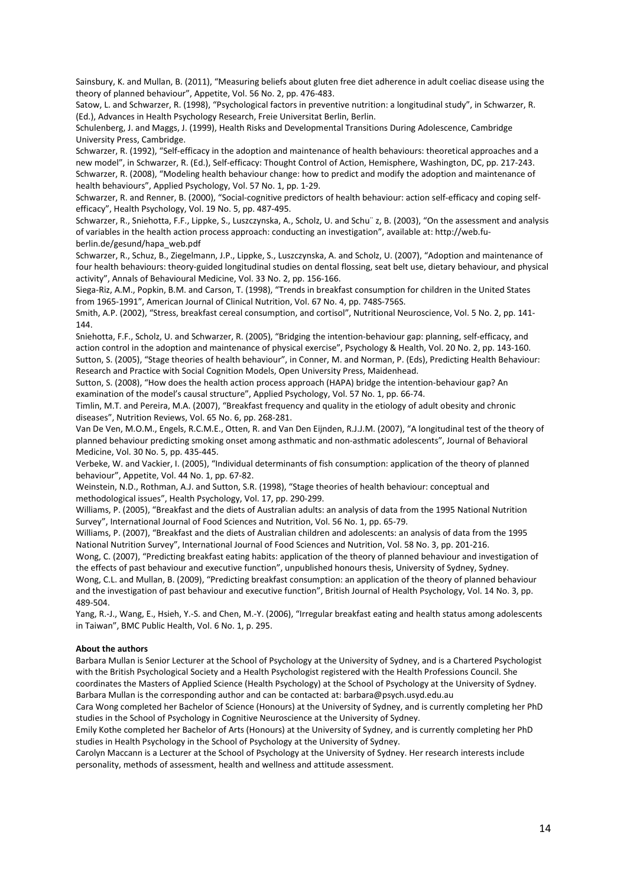Sainsbury, K. and Mullan, B. (2011), “Measuring beliefs about gluten free diet adherence in adult coeliac disease using the theory of planned behaviour”, Appetite, Vol. 56 No. 2, pp. 476-483.

Satow, L. and Schwarzer, R. (1998), “Psychological factors in preventive nutrition: a longitudinal study”, in Schwarzer, R. (Ed.), Advances in Health Psychology Research, Freie Universitat Berlin, Berlin.

Schulenberg, J. and Maggs, J. (1999), Health Risks and Developmental Transitions During Adolescence, Cambridge University Press, Cambridge.

Schwarzer, R. (1992), “Self-efficacy in the adoption and maintenance of health behaviours: theoretical approaches and a new model”, in Schwarzer, R. (Ed.), Self-efficacy: Thought Control of Action, Hemisphere, Washington, DC, pp. 217-243.

Schwarzer, R. (2008), “Modeling health behaviour change: how to predict and modify the adoption and maintenance of health behaviours”, Applied Psychology, Vol. 57 No. 1, pp. 1-29.

Schwarzer, R. and Renner, B. (2000), “Social-cognitive predictors of health behaviour: action self-efficacy and coping self-efficacy”, Health Psychology, Vol. 19 No. 5, pp. 487-495.

Schwarzer, R., Sniehotta, F.F., Lippke, S., Luszczynska, A., Scholz, U. and Schu¨ z, B. (2003), “On the assessment and analysis of variables in the health action process approach: conducting an investigation”, available at: http://web.fu-berlin.de/gesund/hapa_web.pdf

Schwarzer, R., Schuz, B., Ziegelmann, J.P., Lippke, S., Luszczynska, A. and Scholz, U. (2007), “Adoption and maintenance of four health behaviours: theory-guided longitudinal studies on dental flossing, seat belt use, dietary behaviour, and physical activity”, Annals of Behavioural Medicine, Vol. 33 No. 2, pp. 156-166.

Siega-Riz, A.M., Popkin, B.M. and Carson, T. (1998), “Trends in breakfast consumption for children in the United States from 1965-1991”, American Journal of Clinical Nutrition, Vol. 67 No. 4, pp. 748S-756S.

Smith, A.P. (2002), “Stress, breakfast cereal consumption, and cortisol”, Nutritional Neuroscience, Vol. 5 No. 2, pp. 141-144.

Sniehotta, F.F., Scholz, U. and Schwarzer, R. (2005), “Bridging the intention-behaviour gap: planning, self-efficacy, and action control in the adoption and maintenance of physical exercise”, Psychology & Health, Vol. 20 No. 2, pp. 143-160.

Sutton, S. (2005), “Stage theories of health behaviour”, in Conner, M. and Norman, P. (Eds), Predicting Health Behaviour: Research and Practice with Social Cognition Models, Open University Press, Maidenhead.

Sutton, S. (2008), “How does the health action process approach (HAPA) bridge the intention-behaviour gap? An examination of the model’s causal structure”, Applied Psychology, Vol. 57 No. 1, pp. 66-74.

Timlin, M.T. and Pereira, M.A. (2007), “Breakfast frequency and quality in the etiology of adult obesity and chronic diseases”, Nutrition Reviews, Vol. 65 No. 6, pp. 268-281.

Van De Ven, M.O.M., Engels, R.C.M.E., Otten, R. and Van Den Eijnden, R.J.J.M. (2007), “A longitudinal test of the theory of planned behaviour predicting smoking onset among asthmatic and non-asthmatic adolescents”, Journal of Behavioral Medicine, Vol. 30 No. 5, pp. 435-445.

Verbeke, W. and Vackier, I. (2005), “Individual determinants of fish consumption: application of the theory of planned behaviour”, Appetite, Vol. 44 No. 1, pp. 67-82.

Weinstein, N.D., Rothman, A.J. and Sutton, S.R. (1998), “Stage theories of health behaviour: conceptual and methodological issues”, Health Psychology, Vol. 17, pp. 290-299.

Williams, P. (2005), “Breakfast and the diets of Australian adults: an analysis of data from the 1995 National Nutrition Survey”, International Journal of Food Sciences and Nutrition, Vol. 56 No. 1, pp. 65-79.

Williams, P. (2007), “Breakfast and the diets of Australian children and adolescents: an analysis of data from the 1995 National Nutrition Survey”, International Journal of Food Sciences and Nutrition, Vol. 58 No. 3, pp. 201-216.

Wong, C. (2007), “Predicting breakfast eating habits: application of the theory of planned behaviour and investigation of the effects of past behaviour and executive function”, unpublished honours thesis, University of Sydney, Sydney.

Wong, C.L. and Mullan, B. (2009), “Predicting breakfast consumption: an application of the theory of planned behaviour and the investigation of past behaviour and executive function”, British Journal of Health Psychology, Vol. 14 No. 3, pp. 489-504.

Yang, R.-J., Wang, E., Hsieh, Y.-S. and Chen, M.-Y. (2006), “Irregular breakfast eating and health status among adolescents in Taiwan”, BMC Public Health, Vol. 6 No. 1, p. 295.

**About the authors**

Barbara Mullan is Senior Lecturer at the School of Psychology at the University of Sydney, and is a Chartered Psychologist with the British Psychological Society and a Health Psychologist registered with the Health Professions Council. She coordinates the Masters of Applied Science (Health Psychology) at the School of Psychology at the University of Sydney. Barbara Mullan is the corresponding author and can be contacted at: barbara@psych.usyd.edu.au

Cara Wong completed her Bachelor of Science (Honours) at the University of Sydney, and is currently completing her PhD studies in the School of Psychology in Cognitive Neuroscience at the University of Sydney.

Emily Kothe completed her Bachelor of Arts (Honours) at the University of Sydney, and is currently completing her PhD studies in Health Psychology in the School of Psychology at the University of Sydney.

Carolyn Maccann is a Lecturer at the School of Psychology at the University of Sydney. Her research interests include personality, methods of assessment, health and wellness and attitude assessment.